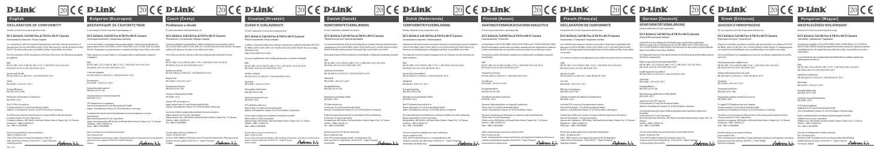# D-Link

## English

### DECLARATION OF CONFORMITY

**DCS-8256LH, Full HD Pan & Tilt Pro Wi-Fi Camera**

## Bulgarian [Български]

### ДЕКЛАРАЦИЯ ЗА СЪОТВЕТСТВИЕ

**DCS-8256LH, Full HD Pan & Tilt Pro Wi-Fi Camera**

## Czech [Česky]

### Prohlášení o shodě

**DCS-8256LH, Full HD Pan & Tilt Pro Wi-Fi Camera**

## Croatian [Hrvatski]

### IZJAVA O SUKLADNOSTI

**DCS-8256LH, Full HD Pan & Tilt Pro Wi-Fi Camera**

## Danish [Dansk]

### KONFORMITETSERKLÆRING

**DCS-8256LH, Full HD Pan & Tilt Pro Wi-Fi Camera**

## Dutch [Nederlands]

### CONFORMITEITSVERKLARING

**DCS-8256LH, Full HD Pan & Tilt Pro Wi-Fi Camera**

## Finnish [Suomi]

### VAATIMUSTENMUKAISUUDEN VAKUUTUS

**DCS-8256LH, Full HD Pan & Tilt Pro Wi-Fi Camera**

## French [Français]

### DÉCLARATION DE CONFORMITÉ

**DCS-8256LH, Full HD Pan & Tilt Pro Wi-Fi Camera**

## German [Deutsch]

### KONFORMITÄTSERKLÄRUNG

**DCS-8256LH, Full HD Pan & Tilt Pro Wi-Fi Camera**

## Greek [Ελληνικά]

### ΔΗΛΩΣΗ ΣΥΜΜΟΡΦΩΣΗΣ

**DCS-8256LH, Full HD Pan & Tilt Pro Wi-Fi Camera**

## Hungarian [Magyar]

### MEGFELELŐSÉGI NYILATKOZAT

**DCS-8256LH, Full HD Pan & Tilt Pro Wi-Fi Camera**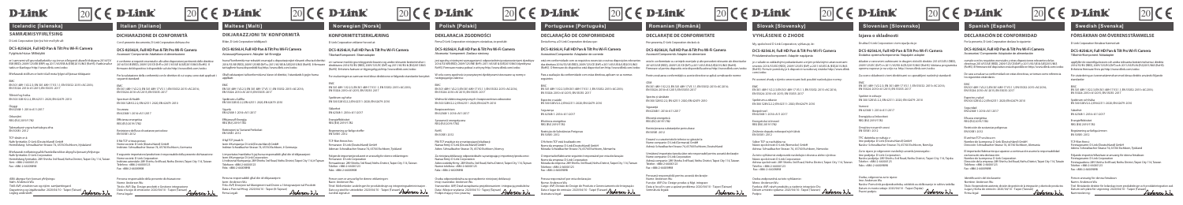## Icelandic [Íslenska]

### SAMRÆMISYFIRLÝSING

**DCS-8526LH, Full HD Pan & Tilt Pro Wi-Fi Camera**

## Italian [Italiano]

### DICHIARAZIONE DI CONFORMITÀ

**DCS-8526LH, Full HD Pan & Tilt Pro Wi-Fi Camera**

## Maltese [Malti]

### DIKJARAZZJONI TA' KONFORMITÀ

**DCS-8526LH, Full HD Pan & Tilt Pro Wi-Fi Camera**

## Norwegian [Norsk]

### KONFORMITETSERKLÆRING

**DCS-8526LH, Full HD Pan & Tilt Pro Wi-Fi Camera**

## Polish [Polski]

### DEKLARACJA ZGODNOŚCI

**DCS-8526LH, Full HD Pan & Tilt Pro Wi-Fi Camera**

## Portuguese [Português]

### DECLARAÇÃO DE CONFORMIDADE

**DCS-8526LH, Full HD Pan & Tilt Pro Wi-Fi Camera**

## Romanian [Română]

### DECLARAȚIE DE CONFORMITATE

**DCS-8526LH, Full HD Pan & Tilt Pro Wi-Fi Camera**

## Slovak [Slovenský]

### VYHLÁSENIE O ZHODE

**DCS-8526LH, Full HD Pan & Tilt Pro Wi-Fi Camera**

## Slovenian [Slovensko]

### Izjava o skladnosti

**DCS-8526LH, Full HD Pan & Tilt Pro Wi-Fi Camera**

## Spanish [Español]

### DECLARACIÓN DE CONFORMIDAD

**DCS-8526LH, Full HD Pan & Tilt Pro Wi-Fi Camera**

## Swedish [Svenska]

### FÖRSÄKRAN OM ÖVERENSSTÄMMELSE

**DCS-8526LH, Full HD Pan & Tilt Pro Wi-Fi Camera**